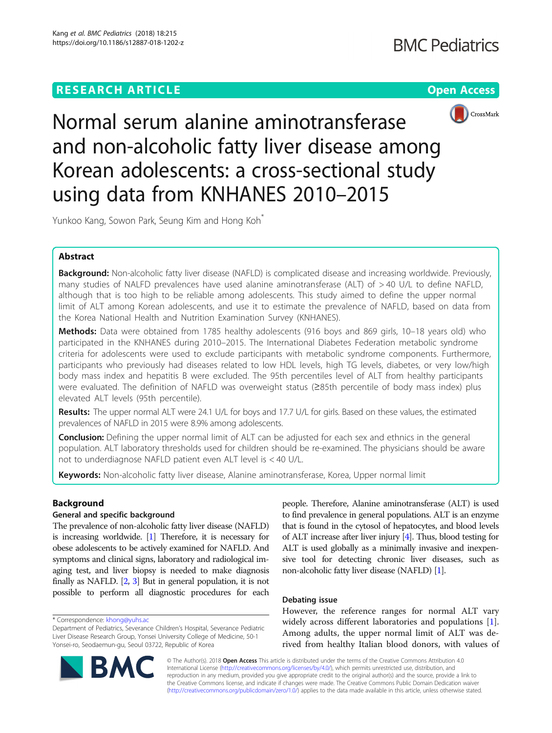RESEARCH ARTICLE

Open Access

# Normal serum alanine aminotransferase and non-alcoholic fatty liver disease among Korean adolescents: a cross-sectional study using data from KNHANES 2010–2015

Yunkoo Kang, Sowon Park, Seung Kim and Hong Koh*

## Abstract

**Background:** Non-alcoholic fatty liver disease (NAFLD) is complicated disease and increasing worldwide. Previously, many studies of NALFD prevalences have used alanine aminotransferase (ALT) of > 40 U/L to define NAFLD, although that is too high to be reliable among adolescents. This study aimed to define the upper normal limit of ALT among Korean adolescents, and use it to estimate the prevalence of NAFLD, based on data from the Korea National Health and Nutrition Examination Survey (KNHANES).

**Methods:** Data were obtained from 1785 healthy adolescents (916 boys and 869 girls, 10–18 years old) who participated in the KNHANES during 2010–2015. The International Diabetes Federation metabolic syndrome criteria for adolescents were used to exclude participants with metabolic syndrome components. Furthermore, participants who previously had diseases related to low HDL levels, high TG levels, diabetes, or very low/high body mass index and hepatitis B were excluded. The 95th percentiles level of ALT from healthy participants were evaluated. The definition of NAFLD was overweight status (≥85th percentile of body mass index) plus elevated ALT levels (95th percentile).

**Results:** The upper normal ALT were 24.1 U/L for boys and 17.7 U/L for girls. Based on these values, the estimated prevalences of NAFLD in 2015 were 8.9% among adolescents.

**Conclusion:** Defining the upper normal limit of ALT can be adjusted for each sex and ethnics in the general population. ALT laboratory thresholds used for children should be re-examined. The physicians should be aware not to underdiagnose NAFLD patient even ALT level is < 40 U/L.

**Keywords:** Non-alcoholic fatty liver disease, Alanine aminotransferase, Korea, Upper normal limit

## Background

### General and specific background

The prevalence of non-alcoholic fatty liver disease (NAFLD) is increasing worldwide. [1] Therefore, it is necessary for obese adolescents to be actively examined for NAFLD. And symptoms and clinical signs, laboratory and radiological imaging test, and liver biopsy is needed to make diagnosis finally as NAFLD. [2, 3] But in general population, it is not possible to perform all diagnostic procedures for each people. Therefore, Alanine aminotransferase (ALT) is used to find prevalence in general populations. ALT is an enzyme that is found in the cytosol of hepatocytes, and blood levels of ALT increase after liver injury [4]. Thus, blood testing for ALT is used globally as a minimally invasive and inexpensive tool for detecting chronic liver diseases, such as non-alcoholic fatty liver disease (NAFLD) [1].

### Debating issue

However, the reference ranges for normal ALT vary widely across different laboratories and populations [1]. Among adults, the upper normal limit of ALT was derived from healthy Italian blood donors, with values of

* Correspondence: khong@yuhs.ac
Department of Pediatrics, Severance Children's Hospital, Severance Pediatric Liver Disease Research Group, Yonsei University College of Medicine, 50-1 Yonsei-ro, Seodaemun-gu, Seoul 03722, Republic of Korea

© The Author(s). 2018 **Open Access** This article is distributed under the terms of the Creative Commons Attribution 4.0 International License (http://creativecommons.org/licenses/by/4.0/), which permits unrestricted use, distribution, and reproduction in any medium, provided you give appropriate credit to the original author(s) and the source, provide a link to the Creative Commons license, and indicate if changes were made. The Creative Commons Public Domain Dedication waiver (http://creativecommons.org/publicdomain/zero/1.0/) applies to the data made available in this article, unless otherwise stated.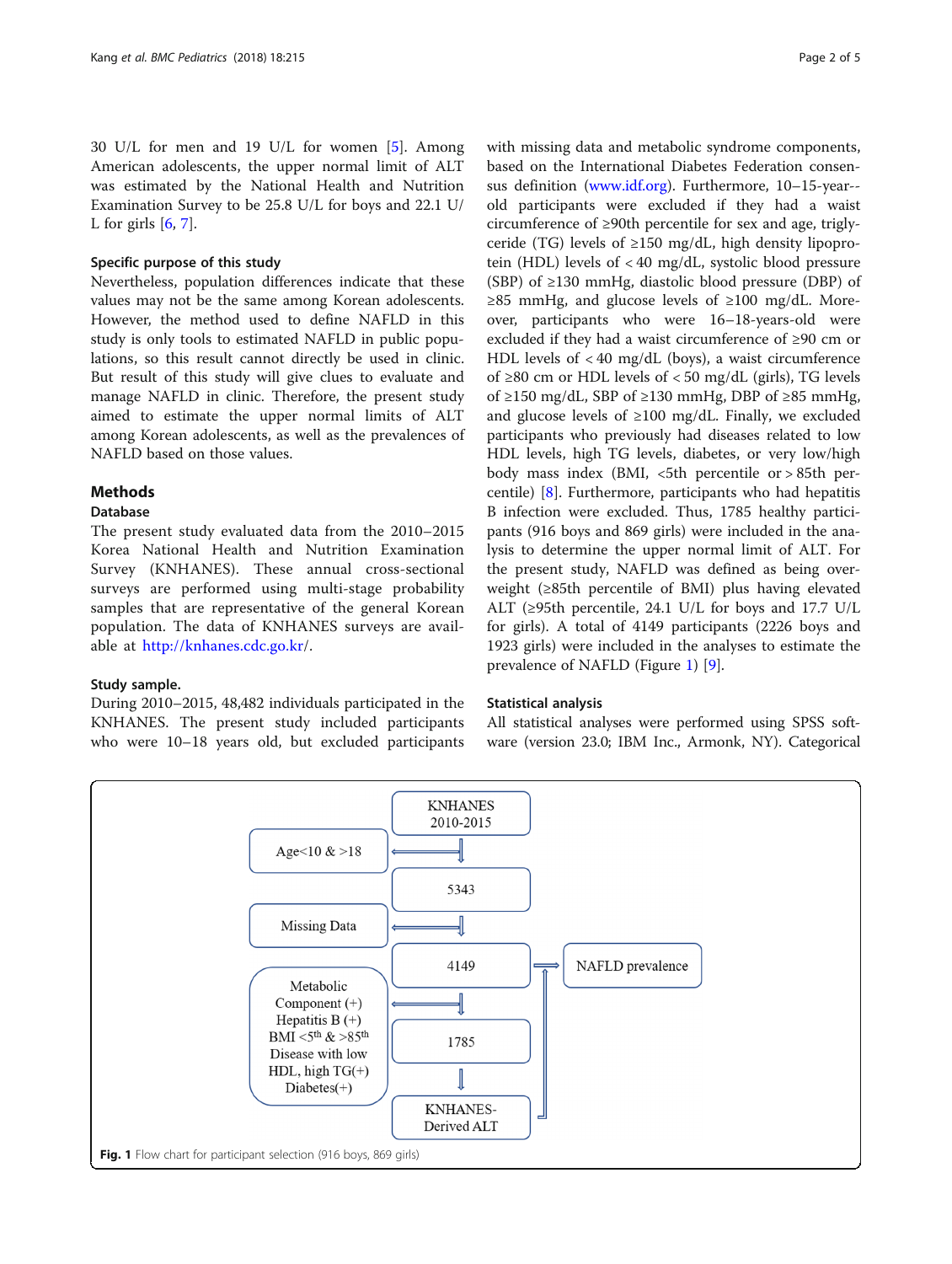30 U/L for men and 19 U/L for women [5]. Among American adolescents, the upper normal limit of ALT was estimated by the National Health and Nutrition Examination Survey to be 25.8 U/L for boys and 22.1 U/L for girls [6, 7].

### Specific purpose of this study

Nevertheless, population differences indicate that these values may not be the same among Korean adolescents. However, the method used to define NAFLD in this study is only tools to estimated NAFLD in public populations, so this result cannot directly be used in clinic. But result of this study will give clues to evaluate and manage NAFLD in clinic. Therefore, the present study aimed to estimate the upper normal limits of ALT among Korean adolescents, as well as the prevalences of NAFLD based on those values.

## Methods

### Database

The present study evaluated data from the 2010–2015 Korea National Health and Nutrition Examination Survey (KNHANES). These annual cross-sectional surveys are performed using multi-stage probability samples that are representative of the general Korean population. The data of KNHANES surveys are available at http://knhanes.cdc.go.kr/.

### Study sample.

During 2010–2015, 48,482 individuals participated in the KNHANES. The present study included participants who were 10–18 years old, but excluded participants with missing data and metabolic syndrome components, based on the International Diabetes Federation consensus definition (www.idf.org). Furthermore, 10–15-year--old participants were excluded if they had a waist circumference of ≥90th percentile for sex and age, triglyceride (TG) levels of ≥150 mg/dL, high density lipoprotein (HDL) levels of < 40 mg/dL, systolic blood pressure (SBP) of ≥130 mmHg, diastolic blood pressure (DBP) of ≥85 mmHg, and glucose levels of ≥100 mg/dL. Moreover, participants who were 16–18-years-old were excluded if they had a waist circumference of ≥90 cm or HDL levels of < 40 mg/dL (boys), a waist circumference of ≥80 cm or HDL levels of < 50 mg/dL (girls), TG levels of ≥150 mg/dL, SBP of ≥130 mmHg, DBP of ≥85 mmHg, and glucose levels of ≥100 mg/dL. Finally, we excluded participants who previously had diseases related to low HDL levels, high TG levels, diabetes, or very low/high body mass index (BMI, <5th percentile or > 85th percentile) [8]. Furthermore, participants who had hepatitis B infection were excluded. Thus, 1785 healthy participants (916 boys and 869 girls) were included in the analysis to determine the upper normal limit of ALT. For the present study, NAFLD was defined as being overweight (≥85th percentile of BMI) plus having elevated ALT (≥95th percentile, 24.1 U/L for boys and 17.7 U/L for girls). A total of 4149 participants (2226 boys and 1923 girls) were included in the analyses to estimate the prevalence of NAFLD (Figure 1) [9].

### Statistical analysis

All statistical analyses were performed using SPSS software (version 23.0; IBM Inc., Armonk, NY). Categorical

KNHANES 2010-2015 → (excluded: Age<10 & >18) → 5343 → (excluded: Missing Data) → 4149 → NAFLD prevalence

4149 → (excluded: Metabolic Component (+), Hepatitis B (+), BMI <5th & >85th, Disease with low HDL, high TG(+), Diabetes(+)) → 1785 → KNHANES-Derived ALT

**Fig. 1** Flow chart for participant selection (916 boys, 869 girls)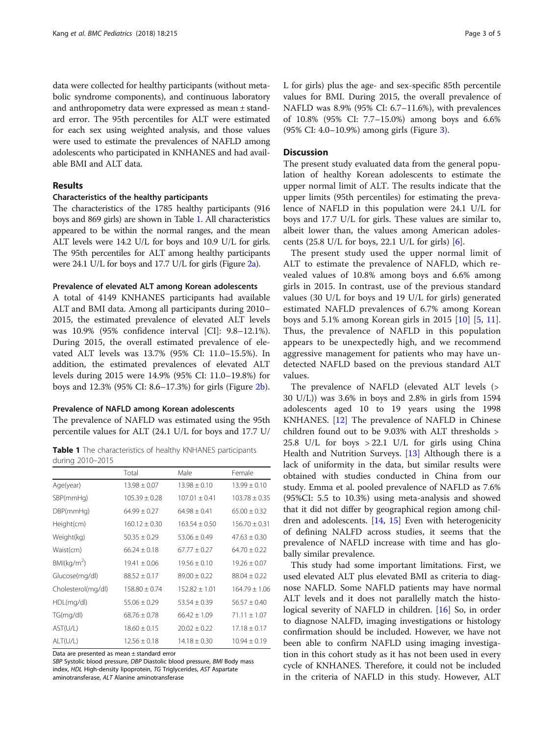data were collected for healthy participants (without metabolic syndrome components), and continuous laboratory and anthropometry data were expressed as mean ± standard error. The 95th percentiles for ALT were estimated for each sex using weighted analysis, and those values were used to estimate the prevalences of NAFLD among adolescents who participated in KNHANES and had available BMI and ALT data.

## Results

### Characteristics of the healthy participants

The characteristics of the 1785 healthy participants (916 boys and 869 girls) are shown in Table 1. All characteristics appeared to be within the normal ranges, and the mean ALT levels were 14.2 U/L for boys and 10.9 U/L for girls. The 95th percentiles for ALT among healthy participants were 24.1 U/L for boys and 17.7 U/L for girls (Figure 2a).

### Prevalence of elevated ALT among Korean adolescents

A total of 4149 KNHANES participants had available ALT and BMI data. Among all participants during 2010–2015, the estimated prevalence of elevated ALT levels was 10.9% (95% confidence interval [CI]: 9.8–12.1%). During 2015, the overall estimated prevalence of elevated ALT levels was 13.7% (95% CI: 11.0–15.5%). In addition, the estimated prevalences of elevated ALT levels during 2015 were 14.9% (95% CI: 11.0–19.8%) for boys and 12.3% (95% CI: 8.6–17.3%) for girls (Figure 2b).

### Prevalence of NAFLD among Korean adolescents

The prevalence of NAFLD was estimated using the 95th percentile values for ALT (24.1 U/L for boys and 17.7 U/L for girls) plus the age- and sex-specific 85th percentile values for BMI. During 2015, the overall prevalence of NAFLD was 8.9% (95% CI: 6.7–11.6%), with prevalences of 10.8% (95% CI: 7.7–15.0%) among boys and 6.6% (95% CI: 4.0–10.9%) among girls (Figure 3).

**Table 1** The characteristics of healthy KNHANES participants during 2010–2015

| | Total | Male | Female |
|---|---|---|---|
| Age(year) | 13.98 ± 0.07 | 13.98 ± 0.10 | 13.99 ± 0.10 |
| SBP(mmHg) | 105.39 ± 0.28 | 107.01 ± 0.41 | 103.78 ± 0.35 |
| DBP(mmHg) | 64.99 ± 0.27 | 64.98 ± 0.41 | 65.00 ± 0.32 |
| Height(cm) | 160.12 ± 0.30 | 163.54 ± 0.50 | 156.70 ± 0.31 |
| Weight(kg) | 50.35 ± 0.29 | 53.06 ± 0.49 | 47.63 ± 0.30 |
| Waist(cm) | 66.24 ± 0.18 | 67.77 ± 0.27 | 64.70 ± 0.22 |
| BMI(kg/m$^2$) | 19.41 ± 0.06 | 19.56 ± 0.10 | 19.26 ± 0.07 |
| Glucose(mg/dl) | 88.52 ± 0.17 | 89.00 ± 0.22 | 88.04 ± 0.22 |
| Cholesterol(mg/dl) | 158.80 ± 0.74 | 152.82 ± 1.01 | 164.79 ± 1.06 |
| HDL(mg/dl) | 55.06 ± 0.29 | 53.54 ± 0.39 | 56.57 ± 0.40 |
| TG(mg/dl) | 68.76 ± 0.78 | 66.42 ± 1.09 | 71.11 ± 1.07 |
| AST(U/L) | 18.60 ± 0.15 | 20.02 ± 0.22 | 17.18 ± 0.17 |
| ALT(U/L) | 12.56 ± 0.18 | 14.18 ± 0.30 | 10.94 ± 0.19 |

Data are presented as mean ± standard error

*SBP* Systolic blood pressure, *DBP* Diastolic blood pressure, *BMI* Body mass index, *HDL* High-density lipoprotein, *TG* Triglycerides, *AST* Aspartate aminotransferase, *ALT* Alanine aminotransferase

## Discussion

The present study evaluated data from the general population of healthy Korean adolescents to estimate the upper normal limit of ALT. The results indicate that the upper limits (95th percentiles) for estimating the prevalence of NAFLD in this population were 24.1 U/L for boys and 17.7 U/L for girls. These values are similar to, albeit lower than, the values among American adolescents (25.8 U/L for boys, 22.1 U/L for girls) [6].

The present study used the upper normal limit of ALT to estimate the prevalence of NAFLD, which revealed values of 10.8% among boys and 6.6% among girls in 2015. In contrast, use of the previous standard values (30 U/L for boys and 19 U/L for girls) generated estimated NAFLD prevalences of 6.7% among Korean boys and 5.1% among Korean girls in 2015 [10] [5, 11]. Thus, the prevalence of NAFLD in this population appears to be unexpectedly high, and we recommend aggressive management for patients who may have undetected NAFLD based on the previous standard ALT values.

The prevalence of NAFLD (elevated ALT levels (> 30 U/L)) was 3.6% in boys and 2.8% in girls from 1594 adolescents aged 10 to 19 years using the 1998 KNHANES. [12] The prevalence of NAFLD in Chinese children found out to be 9.03% with ALT thresholds > 25.8 U/L for boys > 22.1 U/L for girls using China Health and Nutrition Surveys. [13] Although there is a lack of uniformity in the data, but similar results were obtained with studies conducted in China from our study. Emma et al. pooled prevalence of NAFLD as 7.6% (95%CI: 5.5 to 10.3%) using meta-analysis and showed that it did not differ by geographical region among children and adolescents. [14, 15] Even with heterogenicity of defining NALFD across studies, it seems that the prevalence of NAFLD increase with time and has globally similar prevalence.

This study had some important limitations. First, we used elevated ALT plus elevated BMI as criteria to diagnose NAFLD. Some NAFLD patients may have normal ALT levels and it does not parallelly match the histological severity of NAFLD in children. [16] So, in order to diagnose NALFD, imaging investigations or histology confirmation should be included. However, we have not been able to confirm NAFLD using imaging investigation in this cohort study as it has not been used in every cycle of KNHANES. Therefore, it could not be included in the criteria of NAFLD in this study. However, ALT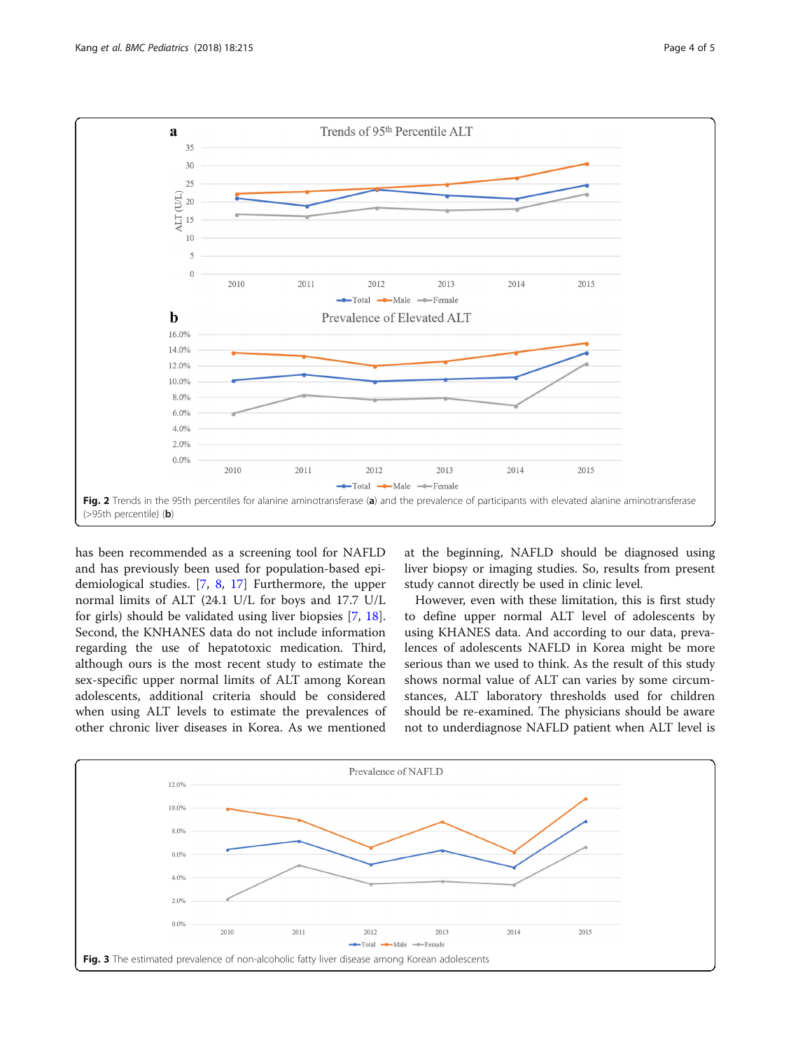has been recommended as a screening tool for NAFLD and has previously been used for population-based epidemiological studies. [7, 8, 17] Furthermore, the upper normal limits of ALT (24.1 U/L for boys and 17.7 U/L for girls) should be validated using liver biopsies [7, 18]. Second, the KNHANES data do not include information regarding the use of hepatotoxic medication. Third, although ours is the most recent study to estimate the sex-specific upper normal limits of ALT among Korean adolescents, additional criteria should be considered when using ALT levels to estimate the prevalences of other chronic liver diseases in Korea. As we mentioned at the beginning, NAFLD should be diagnosed using liver biopsy or imaging studies. So, results from present study cannot directly be used in clinic level.

However, even with these limitation, this is first study to define upper normal ALT level of adolescents by using KHANES data. And according to our data, prevalences of adolescents NAFLD in Korea might be more serious than we used to think. As the result of this study shows normal value of ALT can varies by some circumstances, ALT laboratory thresholds used for children should be re-examined. The physicians should be aware not to underdiagnose NAFLD patient when ALT level is

**Fig. 2** Trends in the 95th percentiles for alanine aminotransferase (**a**) and the prevalence of participants with elevated alanine aminotransferase (>95th percentile) (**b**)

**Fig. 3** The estimated prevalence of non-alcoholic fatty liver disease among Korean adolescents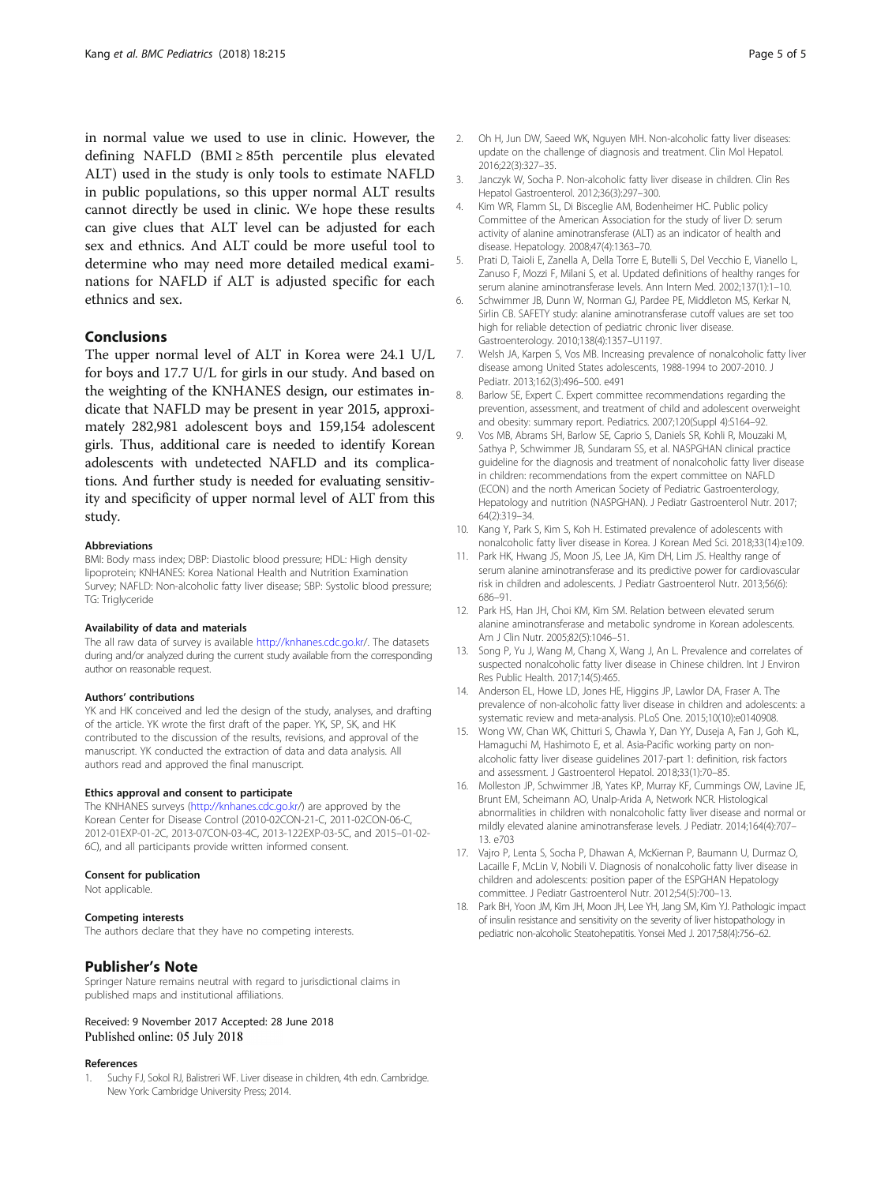in normal value we used to use in clinic. However, the defining NAFLD (BMI ≥ 85th percentile plus elevated ALT) used in the study is only tools to estimate NAFLD in public populations, so this upper normal ALT results cannot directly be used in clinic. We hope these results can give clues that ALT level can be adjusted for each sex and ethnics. And ALT could be more useful tool to determine who may need more detailed medical examinations for NAFLD if ALT is adjusted specific for each ethnics and sex.

## Conclusions

The upper normal level of ALT in Korea were 24.1 U/L for boys and 17.7 U/L for girls in our study. And based on the weighting of the KNHANES design, our estimates indicate that NAFLD may be present in year 2015, approximately 282,981 adolescent boys and 159,154 adolescent girls. Thus, additional care is needed to identify Korean adolescents with undetected NAFLD and its complications. And further study is needed for evaluating sensitivity and specificity of upper normal level of ALT from this study.

#### Abbreviations

BMI: Body mass index; DBP: Diastolic blood pressure; HDL: High density lipoprotein; KNHANES: Korea National Health and Nutrition Examination Survey; NAFLD: Non-alcoholic fatty liver disease; SBP: Systolic blood pressure; TG: Triglyceride

#### Availability of data and materials

The all raw data of survey is available http://knhanes.cdc.go.kr/. The datasets during and/or analyzed during the current study available from the corresponding author on reasonable request.

#### Authors' contributions

YK and HK conceived and led the design of the study, analyses, and drafting of the article. YK wrote the first draft of the paper. YK, SP, SK, and HK contributed to the discussion of the results, revisions, and approval of the manuscript. YK conducted the extraction of data and data analysis. All authors read and approved the final manuscript.

#### Ethics approval and consent to participate

The KNHANES surveys (http://knhanes.cdc.go.kr/) are approved by the Korean Center for Disease Control (2010-02CON-21-C, 2011-02CON-06-C, 2012-01EXP-01-2C, 2013-07CON-03-4C, 2013-122EXP-03-5C, and 2015–01-02-6C), and all participants provide written informed consent.

#### Consent for publication

Not applicable.

#### Competing interests

The authors declare that they have no competing interests.

## Publisher's Note

Springer Nature remains neutral with regard to jurisdictional claims in published maps and institutional affiliations.

Received: 9 November 2017 Accepted: 28 June 2018
Published online: 05 July 2018

#### References

1. Suchy FJ, Sokol RJ, Balistreri WF. Liver disease in children, 4th edn. Cambridge. New York: Cambridge University Press; 2014.
2. Oh H, Jun DW, Saeed WK, Nguyen MH. Non-alcoholic fatty liver diseases: update on the challenge of diagnosis and treatment. Clin Mol Hepatol. 2016;22(3):327–35.
3. Janczyk W, Socha P. Non-alcoholic fatty liver disease in children. Clin Res Hepatol Gastroenterol. 2012;36(3):297–300.
4. Kim WR, Flamm SL, Di Bisceglie AM, Bodenheimer HC. Public policy Committee of the American Association for the study of liver D: serum activity of alanine aminotransferase (ALT) as an indicator of health and disease. Hepatology. 2008;47(4):1363–70.
5. Prati D, Taioli E, Zanella A, Della Torre E, Butelli S, Del Vecchio E, Vianello L, Zanuso F, Mozzi F, Milani S, et al. Updated definitions of healthy ranges for serum alanine aminotransferase levels. Ann Intern Med. 2002;137(1):1–10.
6. Schwimmer JB, Dunn W, Norman GJ, Pardee PE, Middleton MS, Kerkar N, Sirlin CB. SAFETY study: alanine aminotransferase cutoff values are set too high for reliable detection of pediatric chronic liver disease. Gastroenterology. 2010;138(4):1357–U1197.
7. Welsh JA, Karpen S, Vos MB. Increasing prevalence of nonalcoholic fatty liver disease among United States adolescents, 1988-1994 to 2007-2010. J Pediatr. 2013;162(3):496–500. e491
8. Barlow SE, Expert C. Expert committee recommendations regarding the prevention, assessment, and treatment of child and adolescent overweight and obesity: summary report. Pediatrics. 2007;120(Suppl 4):S164–92.
9. Vos MB, Abrams SH, Barlow SE, Caprio S, Daniels SR, Kohli R, Mouzaki M, Sathya P, Schwimmer JB, Sundaram SS, et al. NASPGHAN clinical practice guideline for the diagnosis and treatment of nonalcoholic fatty liver disease in children: recommendations from the expert committee on NAFLD (ECON) and the north American Society of Pediatric Gastroenterology, Hepatology and nutrition (NASPGHAN). J Pediatr Gastroenterol Nutr. 2017; 64(2):319–34.
10. Kang Y, Park S, Kim S, Koh H. Estimated prevalence of adolescents with nonalcoholic fatty liver disease in Korea. J Korean Med Sci. 2018;33(14):e109.
11. Park HK, Hwang JS, Moon JS, Lee JA, Kim DH, Lim JS. Healthy range of serum alanine aminotransferase and its predictive power for cardiovascular risk in children and adolescents. J Pediatr Gastroenterol Nutr. 2013;56(6): 686–91.
12. Park HS, Han JH, Choi KM, Kim SM. Relation between elevated serum alanine aminotransferase and metabolic syndrome in Korean adolescents. Am J Clin Nutr. 2005;82(5):1046–51.
13. Song P, Yu J, Wang M, Chang X, Wang J, An L. Prevalence and correlates of suspected nonalcoholic fatty liver disease in Chinese children. Int J Environ Res Public Health. 2017;14(5):465.
14. Anderson EL, Howe LD, Jones HE, Higgins JP, Lawlor DA, Fraser A. The prevalence of non-alcoholic fatty liver disease in children and adolescents: a systematic review and meta-analysis. PLoS One. 2015;10(10):e0140908.
15. Wong VW, Chan WK, Chitturi S, Chawla Y, Dan YY, Duseja A, Fan J, Goh KL, Hamaguchi M, Hashimoto E, et al. Asia-Pacific working party on non-alcoholic fatty liver disease guidelines 2017-part 1: definition, risk factors and assessment. J Gastroenterol Hepatol. 2018;33(1):70–85.
16. Molleston JP, Schwimmer JB, Yates KP, Murray KF, Cummings OW, Lavine JE, Brunt EM, Scheimann AO, Unalp-Arida A, Network NCR. Histological abnormalities in children with nonalcoholic fatty liver disease and normal or mildly elevated alanine aminotransferase levels. J Pediatr. 2014;164(4):707–13. e703
17. Vajro P, Lenta S, Socha P, Dhawan A, McKiernan P, Baumann U, Durmaz O, Lacaille F, McLin V, Nobili V. Diagnosis of nonalcoholic fatty liver disease in children and adolescents: position paper of the ESPGHAN Hepatology committee. J Pediatr Gastroenterol Nutr. 2012;54(5):700–13.
18. Park BH, Yoon JM, Kim JH, Moon JH, Lee YH, Jang SM, Kim YJ. Pathologic impact of insulin resistance and sensitivity on the severity of liver histopathology in pediatric non-alcoholic Steatohepatitis. Yonsei Med J. 2017;58(4):756–62.